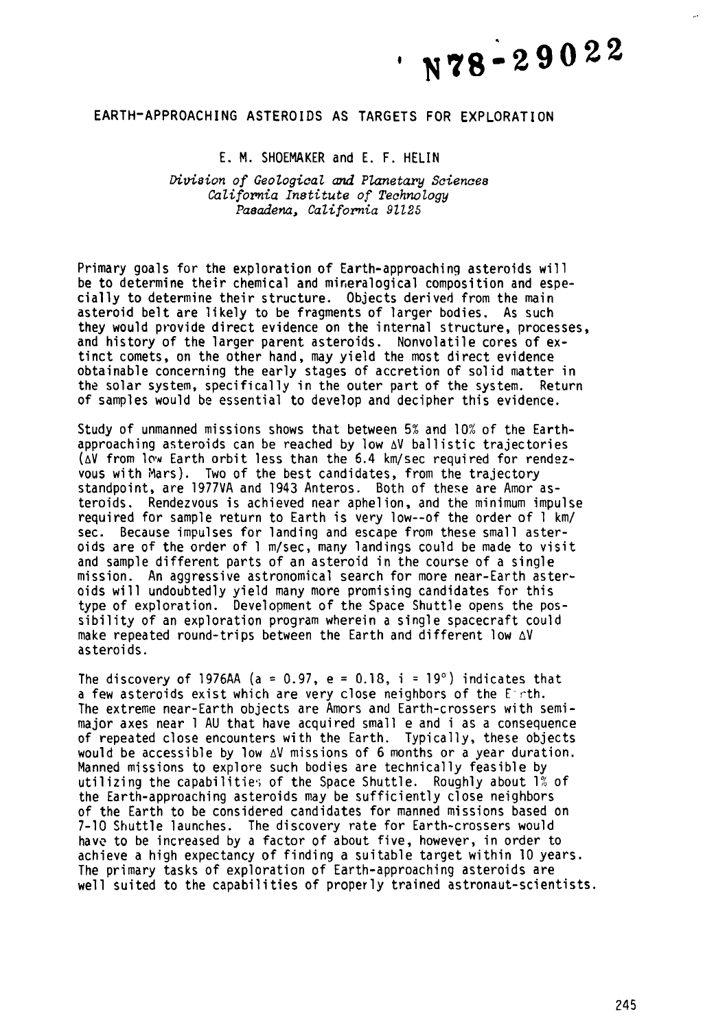N78-29022

# EARTH-APPROACHING ASTEROIDS AS TARGETS FOR EXPLORATION

E. M. SHOEMAKER and E. F. HELIN

*Division of Geological and Planetary Sciences*
*California Institute of Technology*
*Pasadena, California 91125*

Primary goals for the exploration of Earth-approaching asteroids will be to determine their chemical and mineralogical composition and especially to determine their structure. Objects derived from the main asteroid belt are likely to be fragments of larger bodies. As such they would provide direct evidence on the internal structure, processes, and history of the larger parent asteroids. Nonvolatile cores of extinct comets, on the other hand, may yield the most direct evidence obtainable concerning the early stages of accretion of solid matter in the solar system, specifically in the outer part of the system. Return of samples would be essential to develop and decipher this evidence.

Study of unmanned missions shows that between 5% and 10% of the Earth-approaching asteroids can be reached by low $\Delta V$ ballistic trajectories ($\Delta V$ from low Earth orbit less than the 6.4 km/sec required for rendezvous with Mars). Two of the best candidates, from the trajectory standpoint, are 1977VA and 1943 Anteros. Both of these are Amor asteroids. Rendezvous is achieved near aphelion, and the minimum impulse required for sample return to Earth is very low--of the order of 1 km/sec. Because impulses for landing and escape from these small asteroids are of the order of 1 m/sec, many landings could be made to visit and sample different parts of an asteroid in the course of a single mission. An aggressive astronomical search for more near-Earth asteroids will undoubtedly yield many more promising candidates for this type of exploration. Development of the Space Shuttle opens the possibility of an exploration program wherein a single spacecraft could make repeated round-trips between the Earth and different low $\Delta V$ asteroids.

The discovery of 1976AA ($a = 0.97$, $e = 0.18$, $i = 19°$) indicates that a few asteroids exist which are very close neighbors of the Earth. The extreme near-Earth objects are Amors and Earth-crossers with semi-major axes near 1 AU that have acquired small e and i as a consequence of repeated close encounters with the Earth. Typically, these objects would be accessible by low $\Delta V$ missions of 6 months or a year duration. Manned missions to explore such bodies are technically feasible by utilizing the capabilities of the Space Shuttle. Roughly about 1% of the Earth-approaching asteroids may be sufficiently close neighbors of the Earth to be considered candidates for manned missions based on 7-10 Shuttle launches. The discovery rate for Earth-crossers would have to be increased by a factor of about five, however, in order to achieve a high expectancy of finding a suitable target within 10 years. The primary tasks of exploration of Earth-approaching asteroids are well suited to the capabilities of properly trained astronaut-scientists.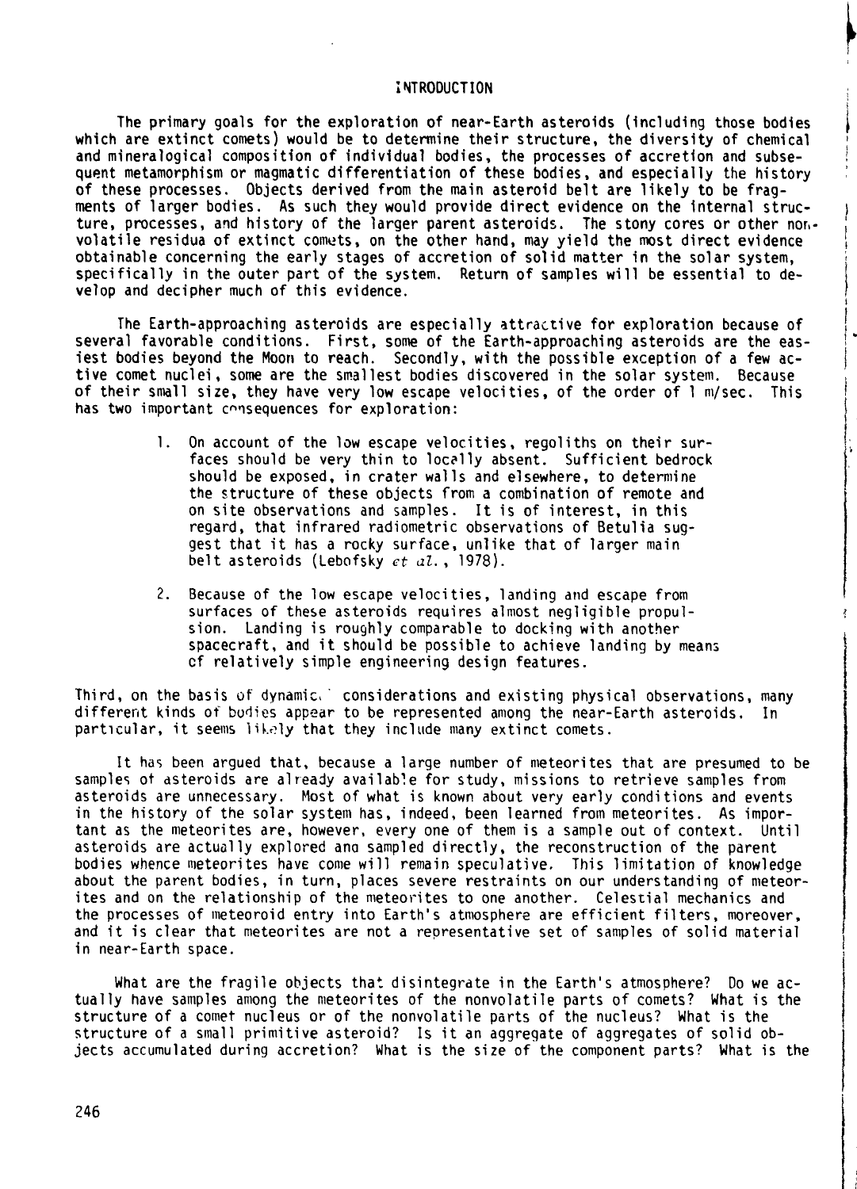## INTRODUCTION

The primary goals for the exploration of near-Earth asteroids (including those bodies which are extinct comets) would be to determine their structure, the diversity of chemical and mineralogical composition of individual bodies, the processes of accretion and subsequent metamorphism or magmatic differentiation of these bodies, and especially the history of these processes. Objects derived from the main asteroid belt are likely to be fragments of larger bodies. As such they would provide direct evidence on the internal structure, processes, and history of the larger parent asteroids. The stony cores or other nonvolatile residua of extinct comets, on the other hand, may yield the most direct evidence obtainable concerning the early stages of accretion of solid matter in the solar system, specifically in the outer part of the system. Return of samples will be essential to develop and decipher much of this evidence.

The Earth-approaching asteroids are especially attractive for exploration because of several favorable conditions. First, some of the Earth-approaching asteroids are the easiest bodies beyond the Moon to reach. Secondly, with the possible exception of a few active comet nuclei, some are the smallest bodies discovered in the solar system. Because of their small size, they have very low escape velocities, of the order of 1 m/sec. This has two important consequences for exploration:

1. On account of the low escape velocities, regoliths on their surfaces should be very thin to locally absent. Sufficient bedrock should be exposed, in crater walls and elsewhere, to determine the structure of these objects from a combination of remote and on site observations and samples. It is of interest, in this regard, that infrared radiometric observations of Betulia suggest that it has a rocky surface, unlike that of larger main belt asteroids (Lebofsky *et al.*, 1978).

2. Because of the low escape velocities, landing and escape from surfaces of these asteroids requires almost negligible propulsion. Landing is roughly comparable to docking with another spacecraft, and it should be possible to achieve landing by means of relatively simple engineering design features.

Third, on the basis of dynamical considerations and existing physical observations, many different kinds of bodies appear to be represented among the near-Earth asteroids. In particular, it seems likely that they include many extinct comets.

It has been argued that, because a large number of meteorites that are presumed to be samples of asteroids are already available for study, missions to retrieve samples from asteroids are unnecessary. Most of what is known about very early conditions and events in the history of the solar system has, indeed, been learned from meteorites. As important as the meteorites are, however, every one of them is a sample out of context. Until asteroids are actually explored and sampled directly, the reconstruction of the parent bodies whence meteorites have come will remain speculative. This limitation of knowledge about the parent bodies, in turn, places severe restraints on our understanding of meteorites and on the relationship of the meteorites to one another. Celestial mechanics and the processes of meteoroid entry into Earth's atmosphere are efficient filters, moreover, and it is clear that meteorites are not a representative set of samples of solid material in near-Earth space.

What are the fragile objects that disintegrate in the Earth's atmosphere? Do we actually have samples among the meteorites of the nonvolatile parts of comets? What is the structure of a comet nucleus or of the nonvolatile parts of the nucleus? What is the structure of a small primitive asteroid? Is it an aggregate of aggregates of solid objects accumulated during accretion? What is the size of the component parts? What is the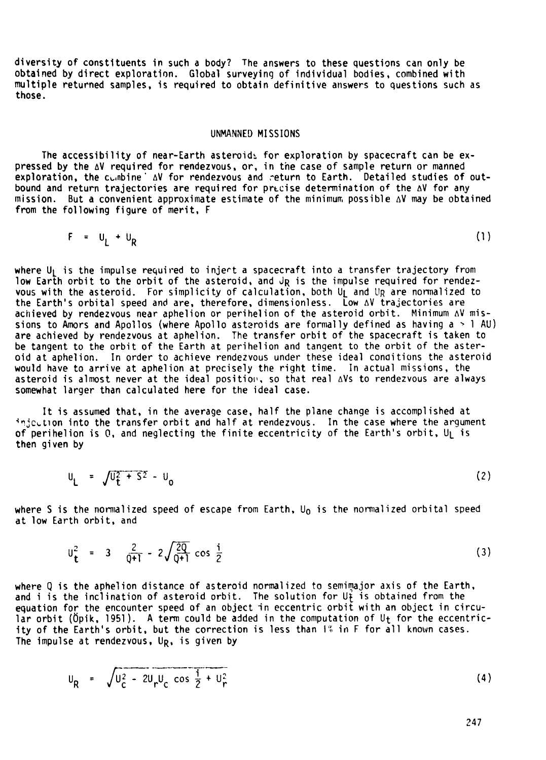diversity of constituents in such a body? The answers to these questions can only be obtained by direct exploration. Global surveying of individual bodies, combined with multiple returned samples, is required to obtain definitive answers to questions such as those.

## UNMANNED MISSIONS

The accessibility of near-Earth asteroids for exploration by spacecraft can be expressed by the ΔV required for rendezvous, or, in the case of sample return or manned exploration, the combined ΔV for rendezvous and return to Earth. Detailed studies of outbound and return trajectories are required for precise determination of the ΔV for any mission. But a convenient approximate estimate of the minimum possible ΔV may be obtained from the following figure of merit, F

$$F = U_L + U_R \tag{1}$$

where $U_L$ is the impulse required to inject a spacecraft into a transfer trajectory from low Earth orbit to the orbit of the asteroid, and $U_R$ is the impulse required for rendezvous with the asteroid. For simplicity of calculation, both $U_L$ and $U_R$ are normalized to the Earth's orbital speed and are, therefore, dimensionless. Low ΔV trajectories are achieved by rendezvous near aphelion or perihelion of the asteroid orbit. Minimum ΔV missions to Amors and Apollos (where Apollo asteroids are formally defined as having a > 1 AU) are achieved by rendezvous at aphelion. The transfer orbit of the spacecraft is taken to be tangent to the orbit of the Earth at perihelion and tangent to the orbit of the asteroid at aphelion. In order to achieve rendezvous under these ideal conditions the asteroid would have to arrive at aphelion at precisely the right time. In actual missions, the asteroid is almost never at the ideal position, so that real ΔVs to rendezvous are always somewhat larger than calculated here for the ideal case.

It is assumed that, in the average case, half the plane change is accomplished at injection into the transfer orbit and half at rendezvous. In the case where the argument of perihelion is 0, and neglecting the finite eccentricity of the Earth's orbit, $U_L$ is then given by

$$U_L = \sqrt{U_t^2 + S^2} - U_0 \tag{2}$$

where S is the normalized speed of escape from Earth, $U_0$ is the normalized orbital speed at low Earth orbit, and

$$U_t^2 = 3 - \frac{2}{Q+1} - 2\sqrt{\frac{2Q}{Q+1}}\cos\frac{i}{2} \tag{3}$$

where Q is the aphelion distance of asteroid normalized to semimajor axis of the Earth, and i is the inclination of asteroid orbit. The solution for $U_t^2$ is obtained from the equation for the encounter speed of an object in eccentric orbit with an object in circular orbit (Öpik, 1951). A term could be added in the computation of $U_t$ for the eccentricity of the Earth's orbit, but the correction is less than 1% in F for all known cases. The impulse at rendezvous, $U_R$, is given by

$$U_R = \sqrt{U_c^2 - 2U_r U_c \cos\frac{i}{2} + U_r^2} \tag{4}$$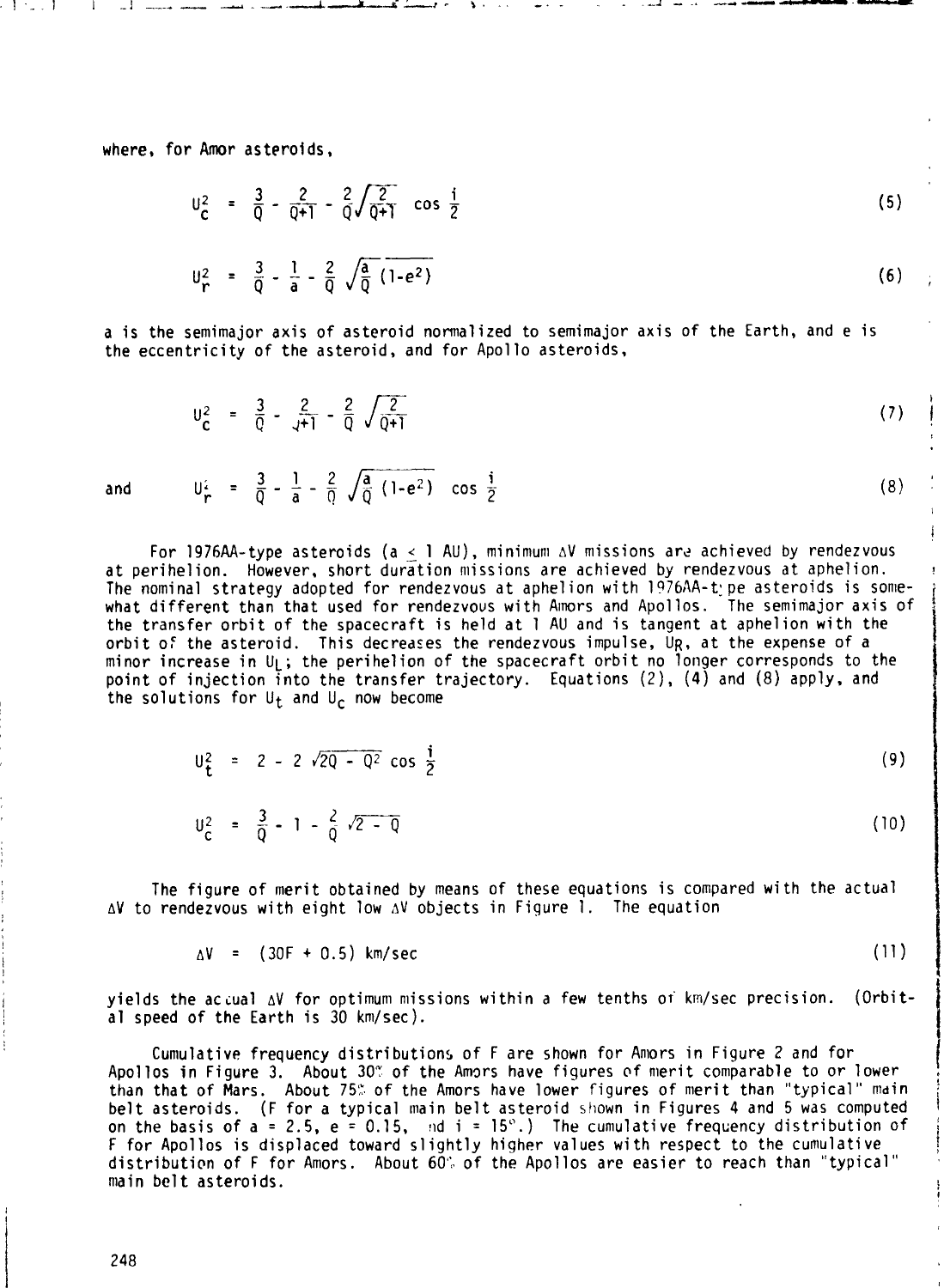where, for Amor asteroids,

$$U_c^2 = \frac{3}{Q} - \frac{2}{Q+1} - \frac{2}{Q}\sqrt{\frac{2}{Q+1}} \cos\frac{i}{2} \tag{5}$$

$$U_r^2 = \frac{3}{Q} - \frac{1}{a} - \frac{2}{Q}\sqrt{\frac{a}{Q}(1-e^2)} \tag{6}$$

a is the semimajor axis of asteroid normalized to semimajor axis of the Earth, and e is the eccentricity of the asteroid, and for Apollo asteroids,

$$U_c^2 = \frac{3}{Q} - \frac{2}{Q+1} - \frac{2}{Q}\sqrt{\frac{2}{Q+1}} \tag{7}$$

and

$$U_r^2 = \frac{3}{Q} - \frac{1}{a} - \frac{2}{Q}\sqrt{\frac{a}{Q}(1-e^2)} \cos\frac{i}{2} \tag{8}$$

For 1976AA-type asteroids ($a \leq 1$ AU), minimum $\Delta V$ missions are achieved by rendezvous at perihelion. However, short duration missions are achieved by rendezvous at aphelion. The nominal strategy adopted for rendezvous at aphelion with 1976AA-type asteroids is somewhat different than that used for rendezvous with Amors and Apollos. The semimajor axis of the transfer orbit of the spacecraft is held at 1 AU and is tangent at aphelion with the orbit of the asteroid. This decreases the rendezvous impulse, $U_R$, at the expense of a minor increase in $U_L$; the perihelion of the spacecraft orbit no longer corresponds to the point of injection into the transfer trajectory. Equations (2), (4) and (8) apply, and the solutions for $U_t$ and $U_c$ now become

$$U_t^2 = 2 - 2\sqrt{2Q - Q^2} \cos\frac{i}{2} \tag{9}$$

$$U_c^2 = \frac{3}{Q} - 1 - \frac{2}{Q}\sqrt{2 - Q} \tag{10}$$

The figure of merit obtained by means of these equations is compared with the actual $\Delta V$ to rendezvous with eight low $\Delta V$ objects in Figure 1. The equation

$$\Delta V = (30F + 0.5) \text{ km/sec} \tag{11}$$

yields the actual $\Delta V$ for optimum missions within a few tenths of km/sec precision. (Orbital speed of the Earth is 30 km/sec).

Cumulative frequency distributions of F are shown for Amors in Figure 2 and for Apollos in Figure 3. About 30% of the Amors have figures of merit comparable to or lower than that of Mars. About 75% of the Amors have lower figures of merit than "typical" main belt asteroids. (F for a typical main belt asteroid shown in Figures 4 and 5 was computed on the basis of a = 2.5, e = 0.15, and i = 15°.) The cumulative frequency distribution of F for Apollos is displaced toward slightly higher values with respect to the cumulative distribution of F for Amors. About 60% of the Apollos are easier to reach than "typical" main belt asteroids.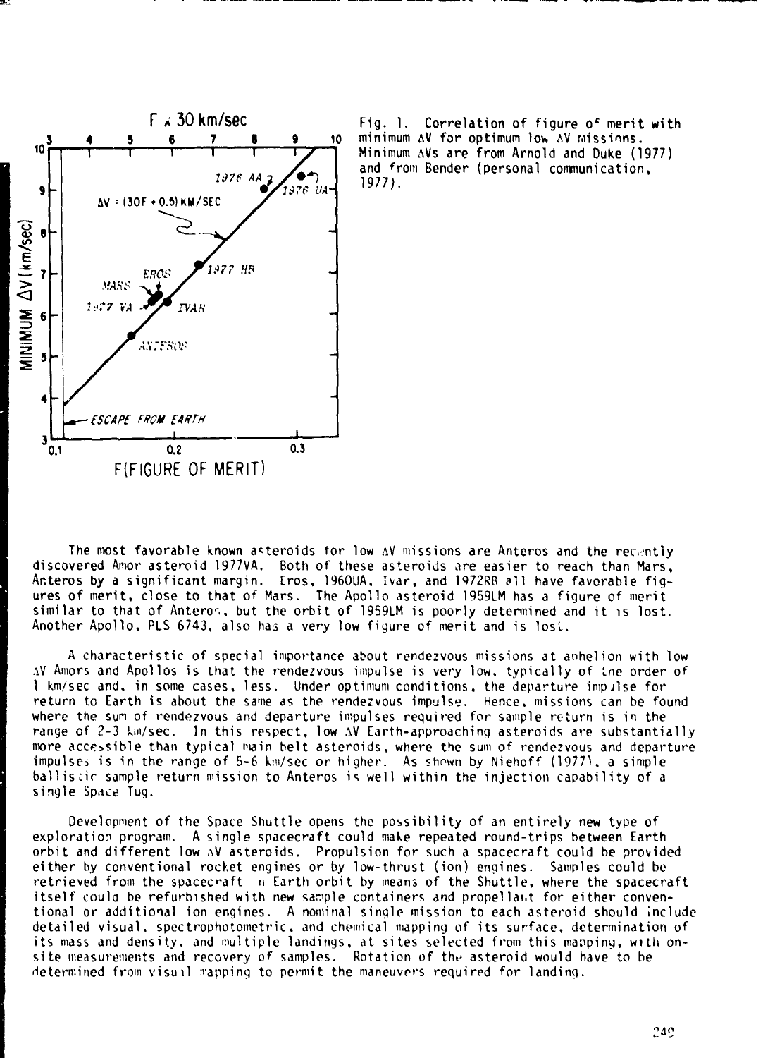Fig. 1. Correlation of figure of merit with minimum $\Delta V$ for optimum low $\Delta V$ missions. Minimum $\Delta V$s are from Arnold and Duke (1977) and from Bender (personal communication, 1977).

The most favorable known asteroids for low $\Delta V$ missions are Anteros and the recently discovered Amor asteroid 1977VA. Both of these asteroids are easier to reach than Mars, Anteros by a significant margin. Eros, 1960UA, Ivar, and 1972RB all have favorable figures of merit, close to that of Mars. The Apollo asteroid 1959LM has a figure of merit similar to that of Anteros, but the orbit of 1959LM is poorly determined and it is lost. Another Apollo, PLS 6743, also has a very low figure of merit and is lost.

A characteristic of special importance about rendezvous missions at aphelion with low $\Delta V$ Amors and Apollos is that the rendezvous impulse is very low, typically of the order of 1 km/sec and, in some cases, less. Under optimum conditions, the departure impulse for return to Earth is about the same as the rendezvous impulse. Hence, missions can be found where the sum of rendezvous and departure impulses required for sample return is in the range of 2-3 km/sec. In this respect, low $\Delta V$ Earth-approaching asteroids are substantially more accessible than typical main belt asteroids, where the sum of rendezvous and departure impulses is in the range of 5-6 km/sec or higher. As shown by Niehoff (1977), a simple ballistic sample return mission to Anteros is well within the injection capability of a single Space Tug.

Development of the Space Shuttle opens the possibility of an entirely new type of exploration program. A single spacecraft could make repeated round-trips between Earth orbit and different low $\Delta V$ asteroids. Propulsion for such a spacecraft could be provided either by conventional rocket engines or by low-thrust (ion) engines. Samples could be retrieved from the spacecraft in Earth orbit by means of the Shuttle, where the spacecraft itself could be refurbished with new sample containers and propellant for either conventional or additional ion engines. A nominal single mission to each asteroid should include detailed visual, spectrophotometric, and chemical mapping of its surface, determination of its mass and density, and multiple landings, at sites selected from this mapping, with on-site measurements and recovery of samples. Rotation of the asteroid would have to be determined from visual mapping to permit the maneuvers required for landing.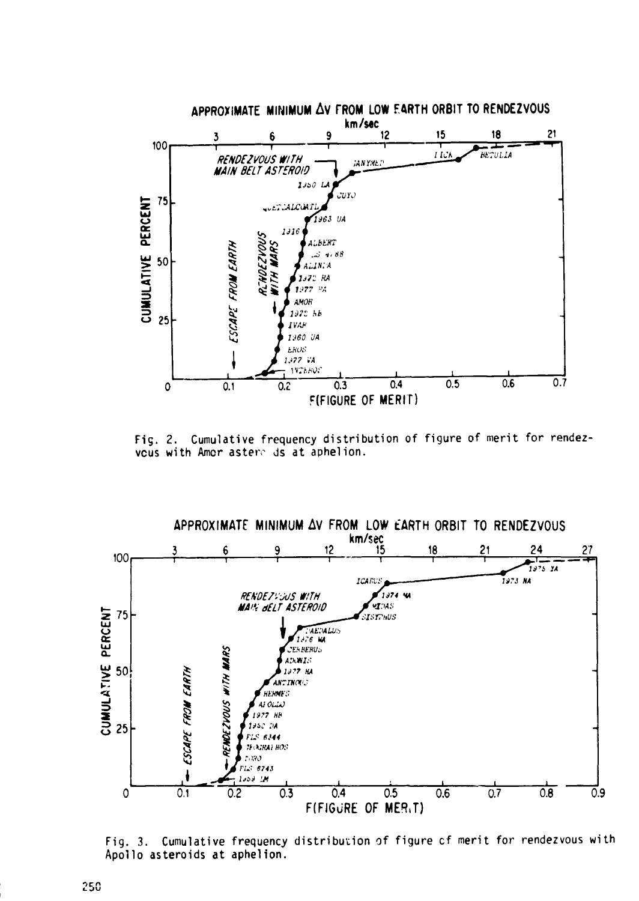Fig. 2. Cumulative frequency distribution of figure of merit for rendezvous with Amor asteroids at aphelion.

Fig. 3. Cumulative frequency distribution of figure of merit for rendezvous with Apollo asteroids at aphelion.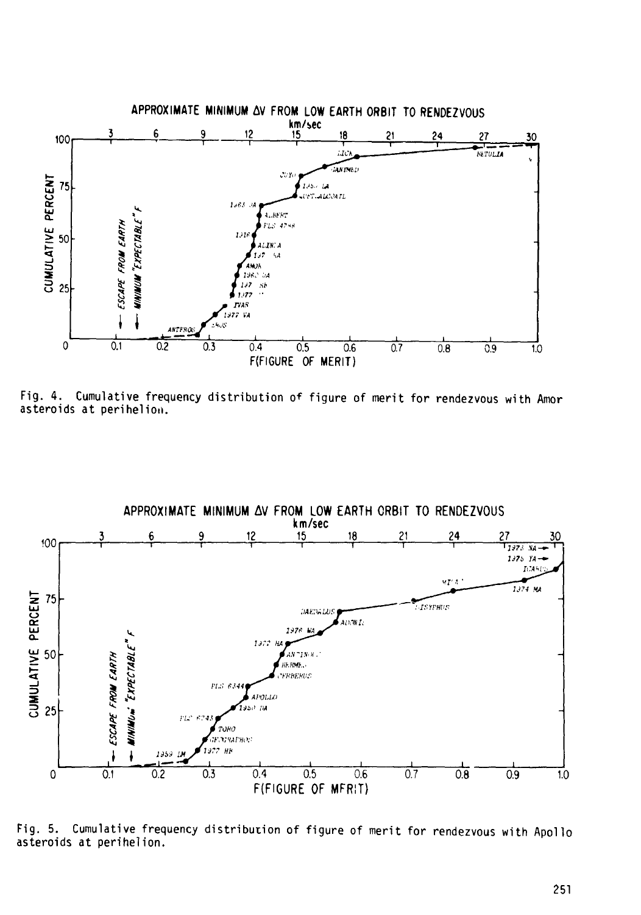Fig. 4. Cumulative frequency distribution of figure of merit for rendezvous with Amor asteroids at perihelion.

Fig. 5. Cumulative frequency distribution of figure of merit for rendezvous with Apollo asteroids at perihelion.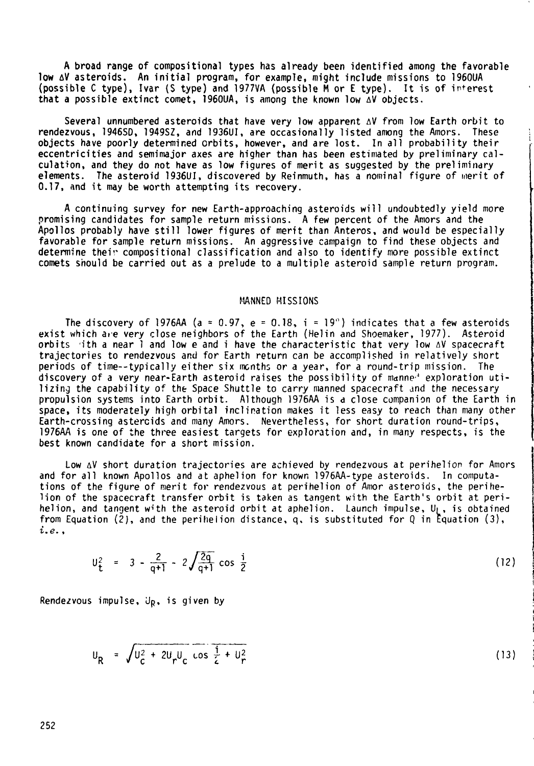A broad range of compositional types has already been identified among the favorable low $\Delta V$ asteroids. An initial program, for example, might include missions to 1960UA (possible C type), Ivar (S type) and 1977VA (possible M or E type). It is of interest that a possible extinct comet, 1960UA, is among the known low $\Delta V$ objects.

Several unnumbered asteroids that have very low apparent $\Delta V$ from low Earth orbit to rendezvous, 1946SD, 1949SZ, and 1936UI, are occasionally listed among the Amors. These objects have poorly determined orbits, however, and are lost. In all probability their eccentricities and semimajor axes are higher than has been estimated by preliminary calculation, and they do not have as low figures of merit as suggested by the preliminary elements. The asteroid 1936UI, discovered by Reinmuth, has a nominal figure of merit of 0.17, and it may be worth attempting its recovery.

A continuing survey for new Earth-approaching asteroids will undoubtedly yield more promising candidates for sample return missions. A few percent of the Amors and the Apollos probably have still lower figures of merit than Anteros, and would be especially favorable for sample return missions. An aggressive campaign to find these objects and determine their compositional classification and also to identify more possible extinct comets should be carried out as a prelude to a multiple asteroid sample return program.

## MANNED MISSIONS

The discovery of 1976AA ($a = 0.97$, $e = 0.18$, $i = 19°$) indicates that a few asteroids exist which are very close neighbors of the Earth (Helin and Shoemaker, 1977). Asteroid orbits with a near 1 and low e and i have the characteristic that very low $\Delta V$ spacecraft trajectories to rendezvous and for Earth return can be accomplished in relatively short periods of time--typically either six months or a year, for a round-trip mission. The discovery of a very near-Earth asteroid raises the possibility of manned exploration utilizing the capability of the Space Shuttle to carry manned spacecraft and the necessary propulsion systems into Earth orbit. Although 1976AA is a close companion of the Earth in space, its moderately high orbital inclination makes it less easy to reach than many other Earth-crossing asteroids and many Amors. Nevertheless, for short duration round-trips, 1976AA is one of the three easiest targets for exploration and, in many respects, is the best known candidate for a short mission.

Low $\Delta V$ short duration trajectories are achieved by rendezvous at perihelion for Amors and for all known Apollos and at aphelion for known 1976AA-type asteroids. In computations of the figure of merit for rendezvous at perihelion of Amor asteroids, the perihelion of the spacecraft transfer orbit is taken as tangent with the Earth's orbit at perihelion, and tangent with the asteroid orbit at aphelion. Launch impulse, $U_L$, is obtained from Equation (2), and the perihelion distance, q, is substituted for Q in Equation (3), *i.e.*,

$$U_t^2 = 3 - \frac{2}{q+1} - 2\sqrt{\frac{2q}{q+1}} \cos \frac{i}{2} \tag{12}$$

Rendezvous impulse, $U_R$, is given by

$$U_R = \sqrt{U_c^2 + 2U_r U_c \cos \frac{i}{2} + U_r^2} \tag{13}$$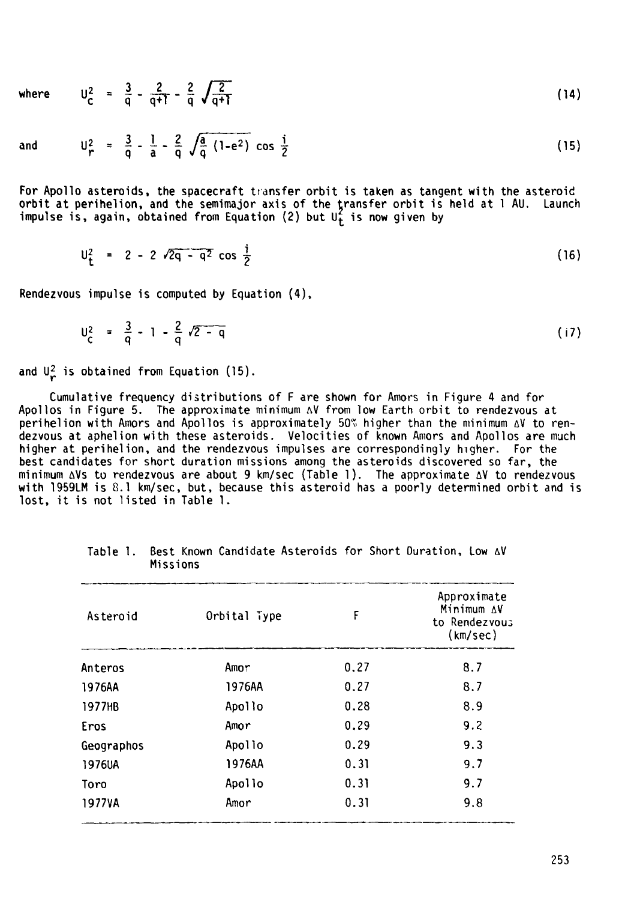where $$U_c^2 = \frac{3}{q} - \frac{2}{q+1} - \frac{2}{q}\sqrt{\frac{2}{q+1}} \tag{14}$$

and $$U_r^2 = \frac{3}{q} - \frac{1}{a} - \frac{2}{q}\sqrt{\frac{a}{q}(1-e^2)}\cos\frac{i}{2} \tag{15}$$

For Apollo asteroids, the spacecraft transfer orbit is taken as tangent with the asteroid orbit at perihelion, and the semimajor axis of the transfer orbit is held at 1 AU. Launch impulse is, again, obtained from Equation (2) but $U_t^2$ is now given by

$$U_t^2 = 2 - 2\sqrt{2q - q^2}\cos\frac{i}{2} \tag{16}$$

Rendezvous impulse is computed by Equation (4),

$$U_c^2 = \frac{3}{q} - 1 - \frac{2}{q}\sqrt{2 - q} \tag{17}$$

and $U_r^2$ is obtained from Equation (15).

Cumulative frequency distributions of F are shown for Amors in Figure 4 and for Apollos in Figure 5. The approximate minimum $\Delta V$ from low Earth orbit to rendezvous at perihelion with Amors and Apollos is approximately 50% higher than the minimum $\Delta V$ to rendezvous at aphelion with these asteroids. Velocities of known Amors and Apollos are much higher at perihelion, and the rendezvous impulses are correspondingly higher. For the best candidates for short duration missions among the asteroids discovered so far, the minimum $\Delta V$s to rendezvous are about 9 km/sec (Table 1). The approximate $\Delta V$ to rendezvous with 1959LM is 8.1 km/sec, but, because this asteroid has a poorly determined orbit and is lost, it is not listed in Table 1.

Table 1. Best Known Candidate Asteroids for Short Duration, Low $\Delta V$ Missions

| Asteroid | Orbital Type | F | Approximate Minimum $\Delta V$ to Rendezvous (km/sec) |
|---|---|---|---|
| Anteros | Amor | 0.27 | 8.7 |
| 1976AA | 1976AA | 0.27 | 8.7 |
| 1977HB | Apollo | 0.28 | 8.9 |
| Eros | Amor | 0.29 | 9.2 |
| Geographos | Apollo | 0.29 | 9.3 |
| 1976UA | 1976AA | 0.31 | 9.7 |
| Toro | Apollo | 0.31 | 9.7 |
| 1977VA | Amor | 0.31 | 9.8 |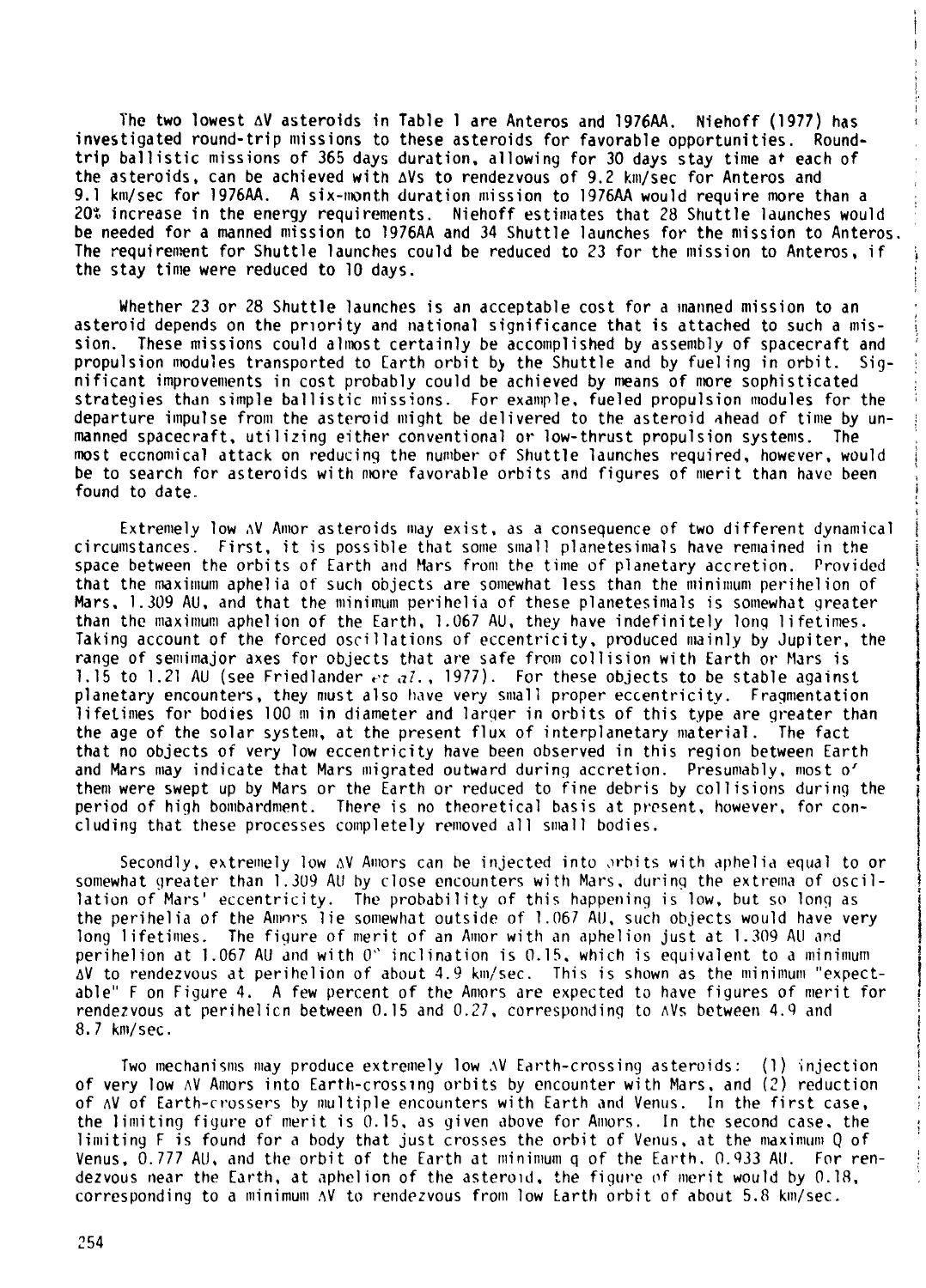The two lowest ΔV asteroids in Table 1 are Anteros and 1976AA. Niehoff (1977) has investigated round-trip missions to these asteroids for favorable opportunities. Round-trip ballistic missions of 365 days duration, allowing for 30 days stay time at each of the asteroids, can be achieved with ΔVs to rendezvous of 9.2 km/sec for Anteros and 9.1 km/sec for 1976AA. A six-month duration mission to 1976AA would require more than a 20% increase in the energy requirements. Niehoff estimates that 28 Shuttle launches would be needed for a manned mission to 1976AA and 34 Shuttle launches for the mission to Anteros. The requirement for Shuttle launches could be reduced to 23 for the mission to Anteros, if the stay time were reduced to 10 days.

Whether 23 or 28 Shuttle launches is an acceptable cost for a manned mission to an asteroid depends on the priority and national significance that is attached to such a mission. These missions could almost certainly be accomplished by assembly of spacecraft and propulsion modules transported to Earth orbit by the Shuttle and by fueling in orbit. Significant improvements in cost probably could be achieved by means of more sophisticated strategies than simple ballistic missions. For example, fueled propulsion modules for the departure impulse from the asteroid might be delivered to the asteroid ahead of time by unmanned spacecraft, utilizing either conventional or low-thrust propulsion systems. The most economical attack on reducing the number of Shuttle launches required, however, would be to search for asteroids with more favorable orbits and figures of merit than have been found to date.

Extremely low ΔV Amor asteroids may exist, as a consequence of two different dynamical circumstances. First, it is possible that some small planetesimals have remained in the space between the orbits of Earth and Mars from the time of planetary accretion. Provided that the maximum aphelia of such objects are somewhat less than the minimum perihelion of Mars, 1.309 AU, and that the minimum perihelia of these planetesimals is somewhat greater than the maximum aphelion of the Earth, 1.067 AU, they have indefinitely long lifetimes. Taking account of the forced oscillations of eccentricity, produced mainly by Jupiter, the range of semimajor axes for objects that are safe from collision with Earth or Mars is 1.15 to 1.21 AU (see Friedlander *et al.*, 1977). For these objects to be stable against planetary encounters, they must also have very small proper eccentricity. Fragmentation lifetimes for bodies 100 m in diameter and larger in orbits of this type are greater than the age of the solar system, at the present flux of interplanetary material. The fact that no objects of very low eccentricity have been observed in this region between Earth and Mars may indicate that Mars migrated outward during accretion. Presumably, most of them were swept up by Mars or the Earth or reduced to fine debris by collisions during the period of high bombardment. There is no theoretical basis at present, however, for concluding that these processes completely removed all small bodies.

Secondly, extremely low ΔV Amors can be injected into orbits with aphelia equal to or somewhat greater than 1.309 AU by close encounters with Mars, during the extrema of oscillation of Mars' eccentricity. The probability of this happening is low, but so long as the perihelia of the Amors lie somewhat outside of 1.067 AU, such objects would have very long lifetimes. The figure of merit of an Amor with an aphelion just at 1.309 AU and perihelion at 1.067 AU and with 0° inclination is 0.15, which is equivalent to a minimum ΔV to rendezvous at perihelion of about 4.9 km/sec. This is shown as the minimum "expectable" F on Figure 4. A few percent of the Amors are expected to have figures of merit for rendezvous at perihelion between 0.15 and 0.27, corresponding to ΔVs between 4.9 and 8.7 km/sec.

Two mechanisms may produce extremely low ΔV Earth-crossing asteroids: (1) injection of very low ΔV Amors into Earth-crossing orbits by encounter with Mars, and (2) reduction of ΔV of Earth-crossers by multiple encounters with Earth and Venus. In the first case, the limiting figure of merit is 0.15, as given above for Amors. In the second case, the limiting F is found for a body that just crosses the orbit of Venus, at the maximum Q of Venus, 0.777 AU, and the orbit of the Earth at minimum q of the Earth, 0.933 AU. For rendezvous near the Earth, at aphelion of the asteroid, the figure of merit would by 0.18, corresponding to a minimum ΔV to rendezvous from low Earth orbit of about 5.8 km/sec.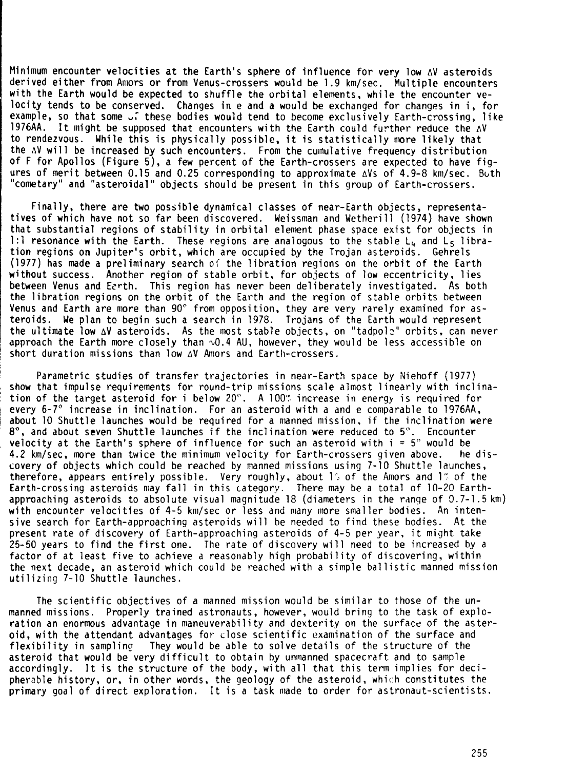Minimum encounter velocities at the Earth's sphere of influence for very low ΔV asteroids derived either from Amors or from Venus-crossers would be 1.9 km/sec. Multiple encounters with the Earth would be expected to shuffle the orbital elements, while the encounter velocity tends to be conserved. Changes in e and a would be exchanged for changes in i, for example, so that some of these bodies would tend to become exclusively Earth-crossing, like 1976AA. It might be supposed that encounters with the Earth could further reduce the ΔV to rendezvous. While this is physically possible, it is statistically more likely that the ΔV will be increased by such encounters. From the cumulative frequency distribution of F for Apollos (Figure 5), a few percent of the Earth-crossers are expected to have figures of merit between 0.15 and 0.25 corresponding to approximate ΔVs of 4.9-8 km/sec. Both "cometary" and "asteroidal" objects should be present in this group of Earth-crossers.

Finally, there are two possible dynamical classes of near-Earth objects, representatives of which have not so far been discovered. Weissman and Wetherill (1974) have shown that substantial regions of stability in orbital element phase space exist for objects in 1:1 resonance with the Earth. These regions are analogous to the stable $L_4$ and $L_5$ libration regions on Jupiter's orbit, which are occupied by the Trojan asteroids. Gehrels (1977) has made a preliminary search of the libration regions on the orbit of the Earth without success. Another region of stable orbit, for objects of low eccentricity, lies between Venus and Earth. This region has never been deliberately investigated. As both the libration regions on the orbit of the Earth and the region of stable orbits between Venus and Earth are more than 90° from opposition, they are very rarely examined for asteroids. We plan to begin such a search in 1978. Trojans of the Earth would represent the ultimate low ΔV asteroids. As the most stable objects, on "tadpole" orbits, can never approach the Earth more closely than ~0.4 AU, however, they would be less accessible on short duration missions than low ΔV Amors and Earth-crossers.

Parametric studies of transfer trajectories in near-Earth space by Niehoff (1977) show that impulse requirements for round-trip missions scale almost linearly with inclination of the target asteroid for i below 20°. A 100% increase in energy is required for every 6-7° increase in inclination. For an asteroid with a and e comparable to 1976AA, about 10 Shuttle launches would be required for a manned mission, if the inclination were 8°, and about seven Shuttle launches if the inclination were reduced to 5°. Encounter velocity at the Earth's sphere of influence for such an asteroid with i = 5° would be 4.2 km/sec, more than twice the minimum velocity for Earth-crossers given above. he discovery of objects which could be reached by manned missions using 7-10 Shuttle launches, therefore, appears entirely possible. Very roughly, about 1% of the Amors and 1% of the Earth-crossing asteroids may fall in this category. There may be a total of 10-20 Earth-approaching asteroids to absolute visual magnitude 18 (diameters in the range of 0.7-1.5 km) with encounter velocities of 4-5 km/sec or less and many more smaller bodies. An intensive search for Earth-approaching asteroids will be needed to find these bodies. At the present rate of discovery of Earth-approaching asteroids of 4-5 per year, it might take 25-50 years to find the first one. The rate of discovery will need to be increased by a factor of at least five to achieve a reasonably high probability of discovering, within the next decade, an asteroid which could be reached with a simple ballistic manned mission utilizing 7-10 Shuttle launches.

The scientific objectives of a manned mission would be similar to those of the unmanned missions. Properly trained astronauts, however, would bring to the task of exploration an enormous advantage in maneuverability and dexterity on the surface of the asteroid, with the attendant advantages for close scientific examination of the surface and flexibility in sampling They would be able to solve details of the structure of the asteroid that would be very difficult to obtain by unmanned spacecraft and to sample accordingly. It is the structure of the body, with all that this term implies for decipherable history, or, in other words, the geology of the asteroid, which constitutes the primary goal of direct exploration. It is a task made to order for astronaut-scientists.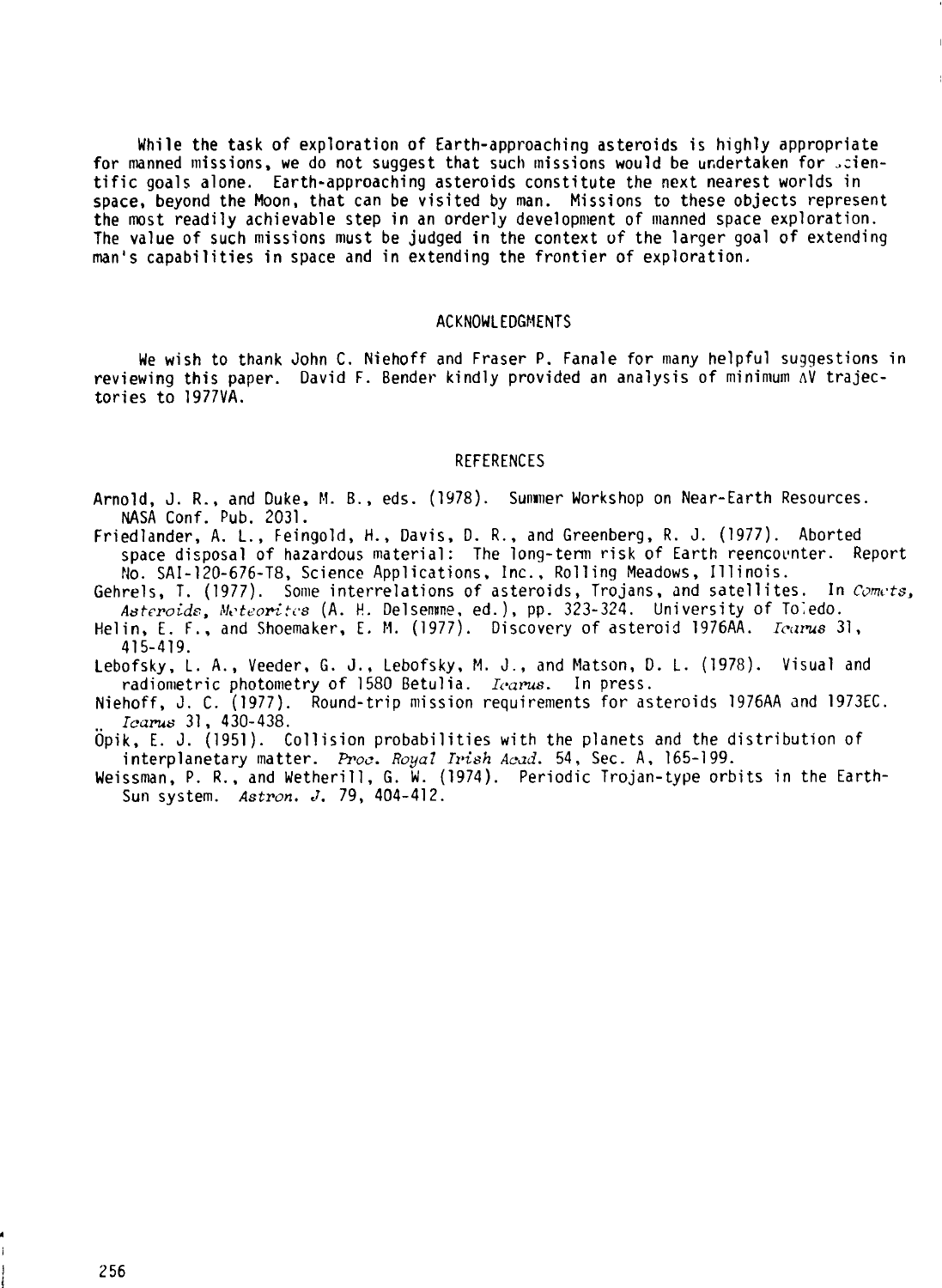While the task of exploration of Earth-approaching asteroids is highly appropriate for manned missions, we do not suggest that such missions would be undertaken for scientific goals alone. Earth-approaching asteroids constitute the next nearest worlds in space, beyond the Moon, that can be visited by man. Missions to these objects represent the most readily achievable step in an orderly development of manned space exploration. The value of such missions must be judged in the context of the larger goal of extending man's capabilities in space and in extending the frontier of exploration.

## ACKNOWLEDGMENTS

We wish to thank John C. Niehoff and Fraser P. Fanale for many helpful suggestions in reviewing this paper. David F. Bender kindly provided an analysis of minimum $\Delta V$ trajectories to 1977VA.

## REFERENCES

Arnold, J. R., and Duke, M. B., eds. (1978). Summer Workshop on Near-Earth Resources. NASA Conf. Pub. 2031.

Friedlander, A. L., Feingold, H., Davis, D. R., and Greenberg, R. J. (1977). Aborted space disposal of hazardous material: The long-term risk of Earth reencounter. Report No. SAI-120-676-T8, Science Applications, Inc., Rolling Meadows, Illinois.

Gehrels, T. (1977). Some interrelations of asteroids, Trojans, and satellites. In *Comets, Asteroids, Meteorites* (A. H. Delsemme, ed.), pp. 323-324. University of Toledo.

Helin, E. F., and Shoemaker, E. M. (1977). Discovery of asteroid 1976AA. *Icarus* 31, 415-419.

Lebofsky, L. A., Veeder, G. J., Lebofsky, M. J., and Matson, D. L. (1978). Visual and radiometric photometry of 1580 Betulia. *Icarus*. In press.

Niehoff, J. C. (1977). Round-trip mission requirements for asteroids 1976AA and 1973EC. *Icarus* 31, 430-438.

Öpik, E. J. (1951). Collision probabilities with the planets and the distribution of interplanetary matter. *Proc. Royal Irish Acad.* 54, Sec. A, 165-199.

Weissman, P. R., and Wetherill, G. W. (1974). Periodic Trojan-type orbits in the Earth-Sun system. *Astron. J.* 79, 404-412.